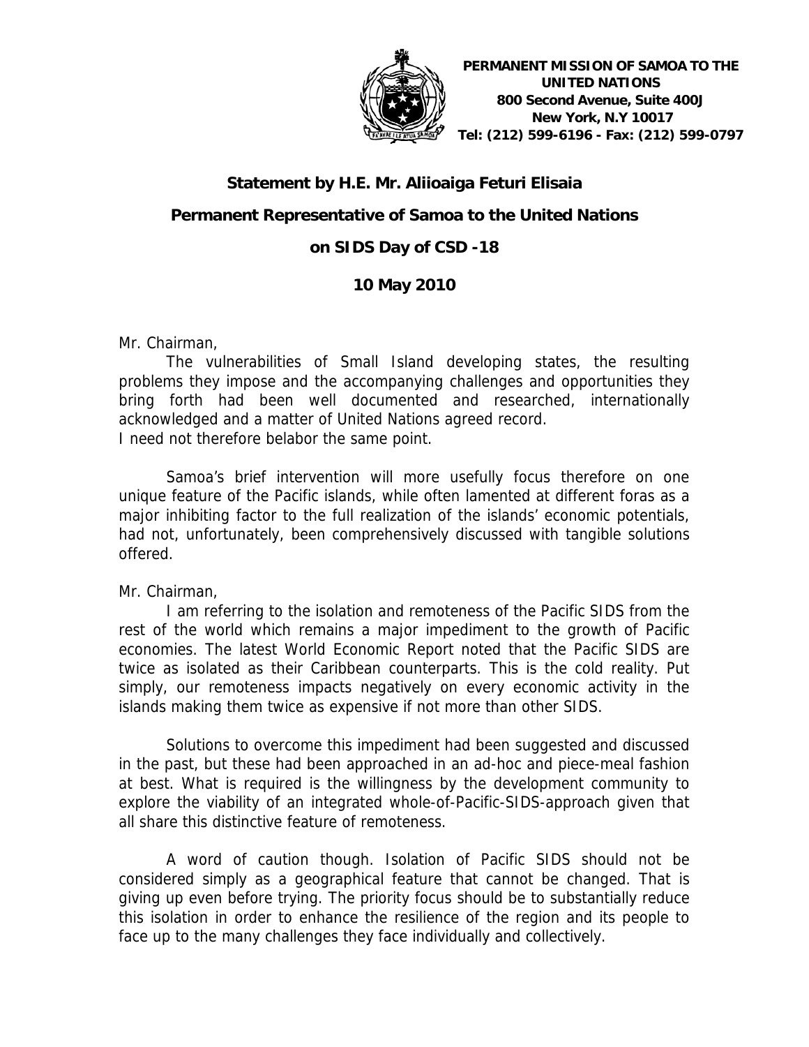**PERMANENT MISSION OF SAMOA TO THE UNITED NATIONS**
**800 Second Avenue, Suite 400J**
**New York, N.Y 10017**
**Tel: (212) 599-6196 - Fax: (212) 599-0797**

# Statement by H.E. Mr. Aliioaiga Feturi Elisaia

## Permanent Representative of Samoa to the United Nations

## on SIDS Day of CSD -18

## 10 May 2010

Mr. Chairman,

The vulnerabilities of Small Island developing states, the resulting problems they impose and the accompanying challenges and opportunities they bring forth had been well documented and researched, internationally acknowledged and a matter of United Nations agreed record.
I need not therefore belabor the same point.

Samoa's brief intervention will more usefully focus therefore on one unique feature of the Pacific islands, while often lamented at different foras as a major inhibiting factor to the full realization of the islands' economic potentials, had not, unfortunately, been comprehensively discussed with tangible solutions offered.

Mr. Chairman,

I am referring to the isolation and remoteness of the Pacific SIDS from the rest of the world which remains a major impediment to the growth of Pacific economies. The latest World Economic Report noted that the Pacific SIDS are twice as isolated as their Caribbean counterparts. This is the cold reality. Put simply, our remoteness impacts negatively on every economic activity in the islands making them twice as expensive if not more than other SIDS.

Solutions to overcome this impediment had been suggested and discussed in the past, but these had been approached in an ad-hoc and piece-meal fashion at best. What is required is the willingness by the development community to explore the viability of an integrated whole-of-Pacific-SIDS-approach given that all share this distinctive feature of remoteness.

A word of caution though. Isolation of Pacific SIDS should not be considered simply as a geographical feature that cannot be changed. That is giving up even before trying. The priority focus should be to substantially reduce this isolation in order to enhance the resilience of the region and its people to face up to the many challenges they face individually and collectively.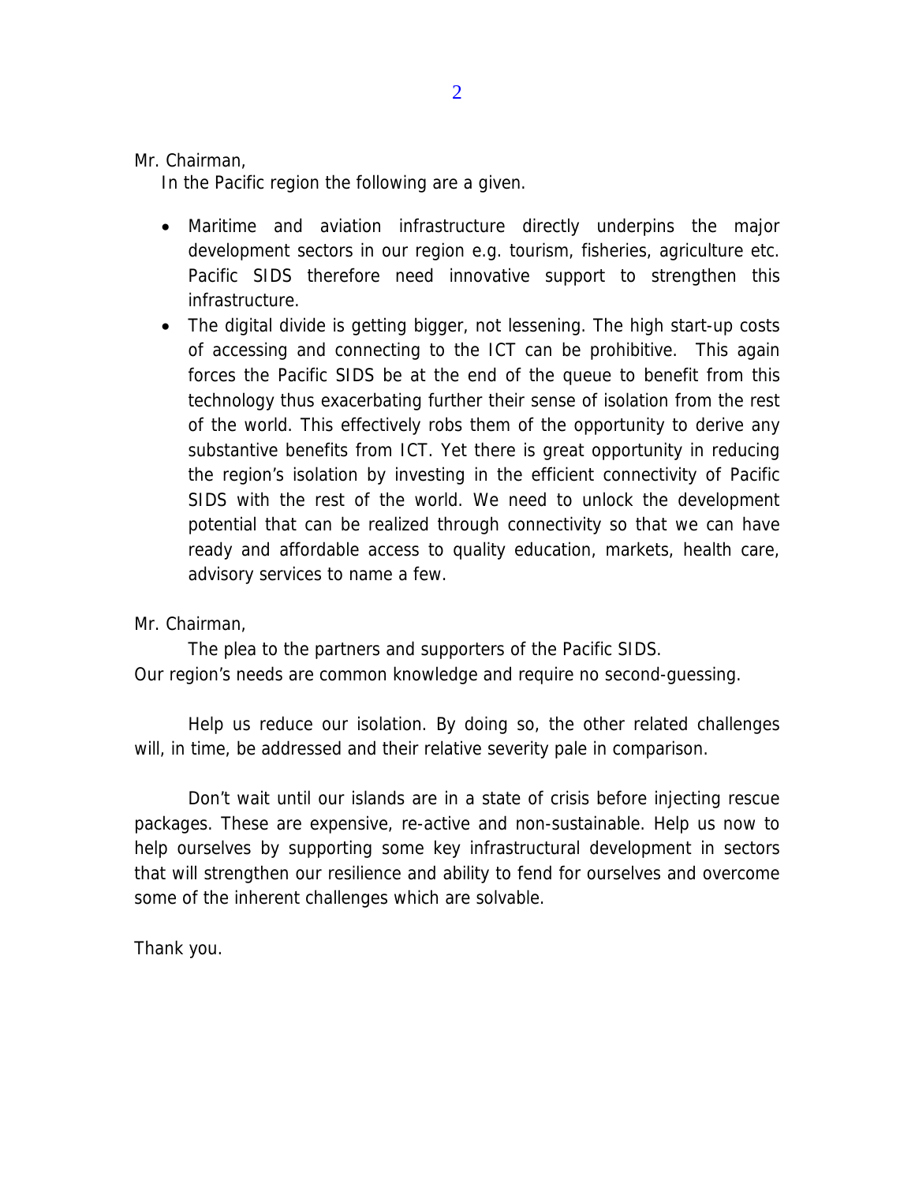Mr. Chairman,

In the Pacific region the following are a given.

- Maritime and aviation infrastructure directly underpins the major development sectors in our region e.g. tourism, fisheries, agriculture etc. Pacific SIDS therefore need innovative support to strengthen this infrastructure.
- The digital divide is getting bigger, not lessening. The high start-up costs of accessing and connecting to the ICT can be prohibitive. This again forces the Pacific SIDS be at the end of the queue to benefit from this technology thus exacerbating further their sense of isolation from the rest of the world. This effectively robs them of the opportunity to derive any substantive benefits from ICT. Yet there is great opportunity in reducing the region's isolation by investing in the efficient connectivity of Pacific SIDS with the rest of the world. We need to unlock the development potential that can be realized through connectivity so that we can have ready and affordable access to quality education, markets, health care, advisory services to name a few.

Mr. Chairman,

The plea to the partners and supporters of the Pacific SIDS.
Our region's needs are common knowledge and require no second-guessing.

Help us reduce our isolation. By doing so, the other related challenges will, in time, be addressed and their relative severity pale in comparison.

Don't wait until our islands are in a state of crisis before injecting rescue packages. These are expensive, re-active and non-sustainable. Help us now to help ourselves by supporting some key infrastructural development in sectors that will strengthen our resilience and ability to fend for ourselves and overcome some of the inherent challenges which are solvable.

Thank you.